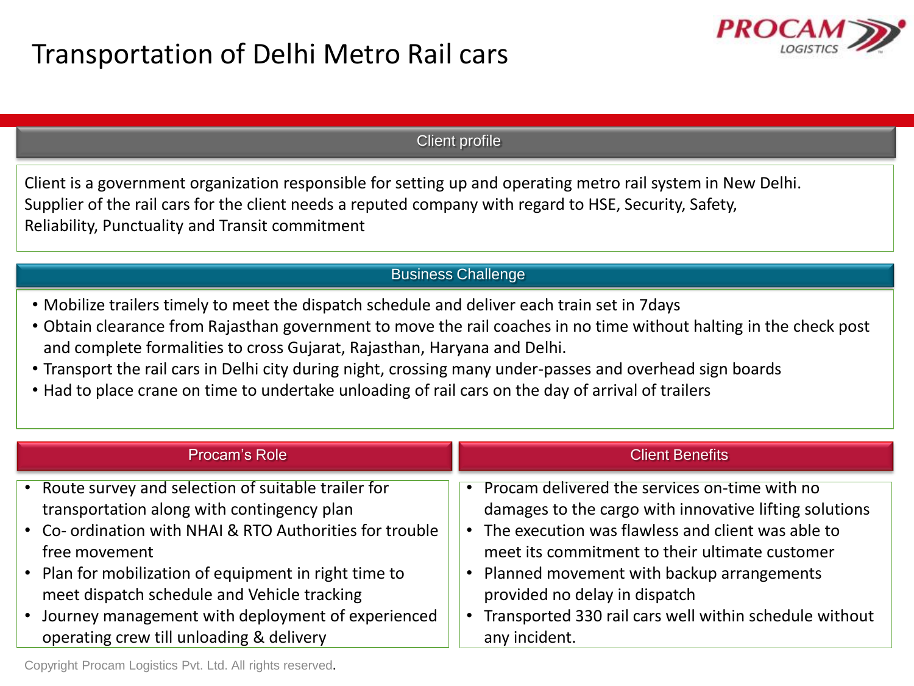# Transportation of Delhi Metro Rail cars

## Client profile

Client is a government organization responsible for setting up and operating metro rail system in New Delhi. Supplier of the rail cars for the client needs a reputed company with regard to HSE, Security, Safety, Reliability, Punctuality and Transit commitment

## Business Challenge

- Mobilize trailers timely to meet the dispatch schedule and deliver each train set in 7days
- Obtain clearance from Rajasthan government to move the rail coaches in no time without halting in the check post and complete formalities to cross Gujarat, Rajasthan, Haryana and Delhi.
- Transport the rail cars in Delhi city during night, crossing many under-passes and overhead sign boards
- Had to place crane on time to undertake unloading of rail cars on the day of arrival of trailers

## Procam's Role

- Route survey and selection of suitable trailer for transportation along with contingency plan
- Co- ordination with NHAI & RTO Authorities for trouble free movement
- Plan for mobilization of equipment in right time to meet dispatch schedule and Vehicle tracking
- Journey management with deployment of experienced operating crew till unloading & delivery

## Client Benefits

- Procam delivered the services on-time with no damages to the cargo with innovative lifting solutions
- The execution was flawless and client was able to meet its commitment to their ultimate customer
- Planned movement with backup arrangements provided no delay in dispatch
- Transported 330 rail cars well within schedule without any incident.

Copyright Procam Logistics Pvt. Ltd. All rights reserved.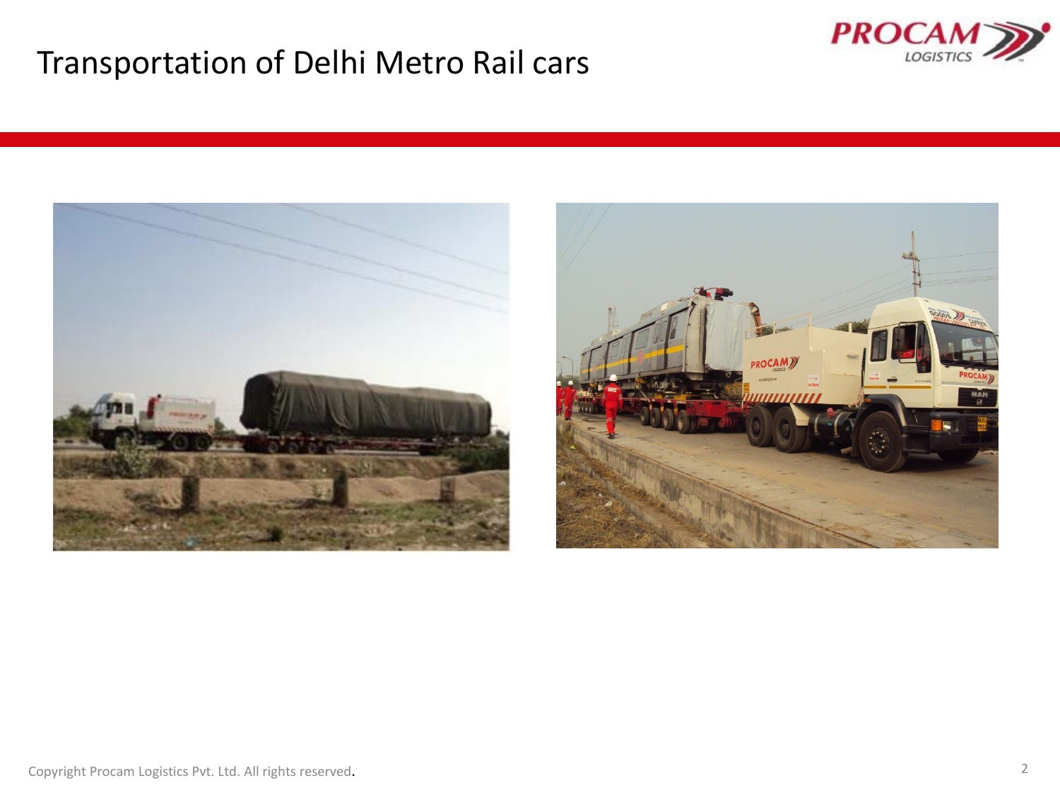# Transportation of Delhi Metro Rail cars

Copyright Procam Logistics Pvt. Ltd. All rights reserved.